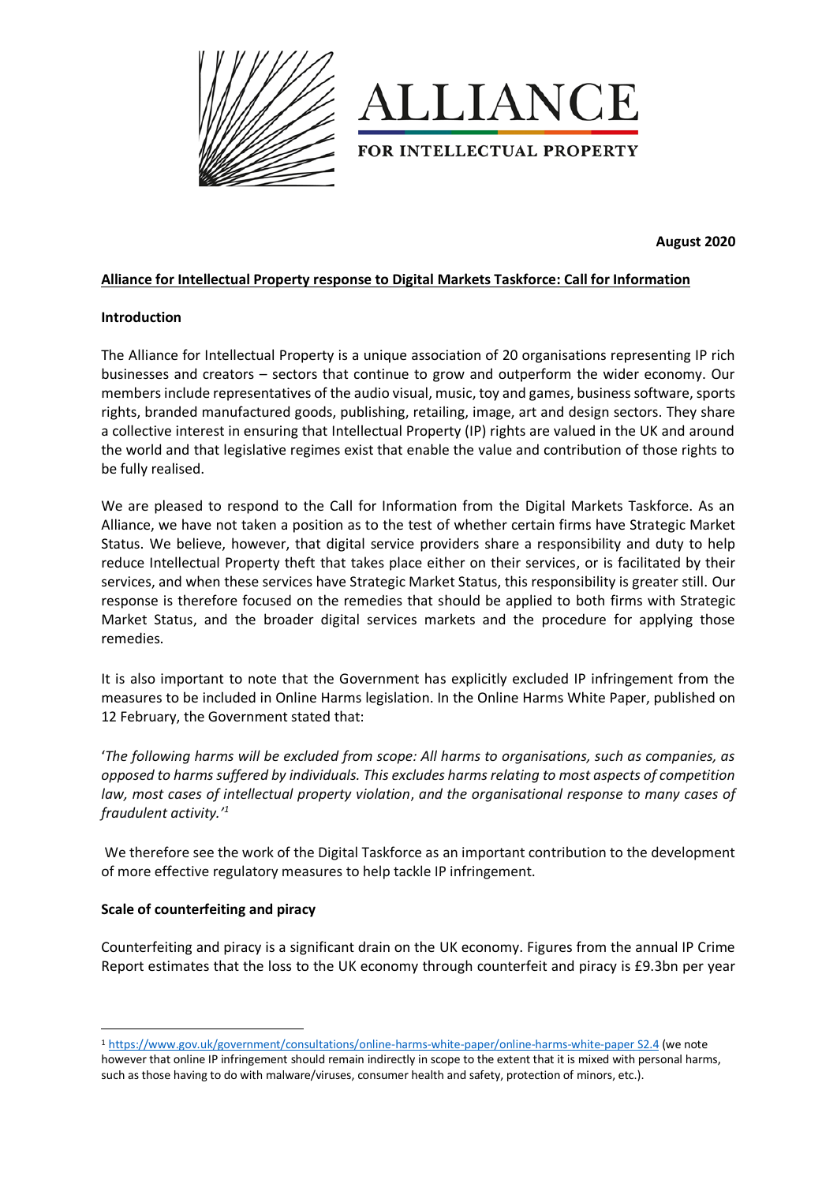**ALLIANCE**

**FOR INTELLECTUAL PROPERTY**

**August 2020**

**Alliance for Intellectual Property response to Digital Markets Taskforce: Call for Information**

**Introduction**

The Alliance for Intellectual Property is a unique association of 20 organisations representing IP rich businesses and creators – sectors that continue to grow and outperform the wider economy. Our members include representatives of the audio visual, music, toy and games, business software, sports rights, branded manufactured goods, publishing, retailing, image, art and design sectors. They share a collective interest in ensuring that Intellectual Property (IP) rights are valued in the UK and around the world and that legislative regimes exist that enable the value and contribution of those rights to be fully realised.

We are pleased to respond to the Call for Information from the Digital Markets Taskforce. As an Alliance, we have not taken a position as to the test of whether certain firms have Strategic Market Status. We believe, however, that digital service providers share a responsibility and duty to help reduce Intellectual Property theft that takes place either on their services, or is facilitated by their services, and when these services have Strategic Market Status, this responsibility is greater still. Our response is therefore focused on the remedies that should be applied to both firms with Strategic Market Status, and the broader digital services markets and the procedure for applying those remedies.

It is also important to note that the Government has explicitly excluded IP infringement from the measures to be included in Online Harms legislation. In the Online Harms White Paper, published on 12 February, the Government stated that:

'*The following harms will be excluded from scope: All harms to organisations, such as companies, as opposed to harms suffered by individuals. This excludes harms relating to most aspects of competition law, most cases of intellectual property violation, and the organisational response to many cases of fraudulent activity.*'[1]

We therefore see the work of the Digital Taskforce as an important contribution to the development of more effective regulatory measures to help tackle IP infringement.

**Scale of counterfeiting and piracy**

Counterfeiting and piracy is a significant drain on the UK economy. Figures from the annual IP Crime Report estimates that the loss to the UK economy through counterfeit and piracy is £9.3bn per year

[1] https://www.gov.uk/government/consultations/online-harms-white-paper/online-harms-white-paper S2.4 (we note however that online IP infringement should remain indirectly in scope to the extent that it is mixed with personal harms, such as those having to do with malware/viruses, consumer health and safety, protection of minors, etc.).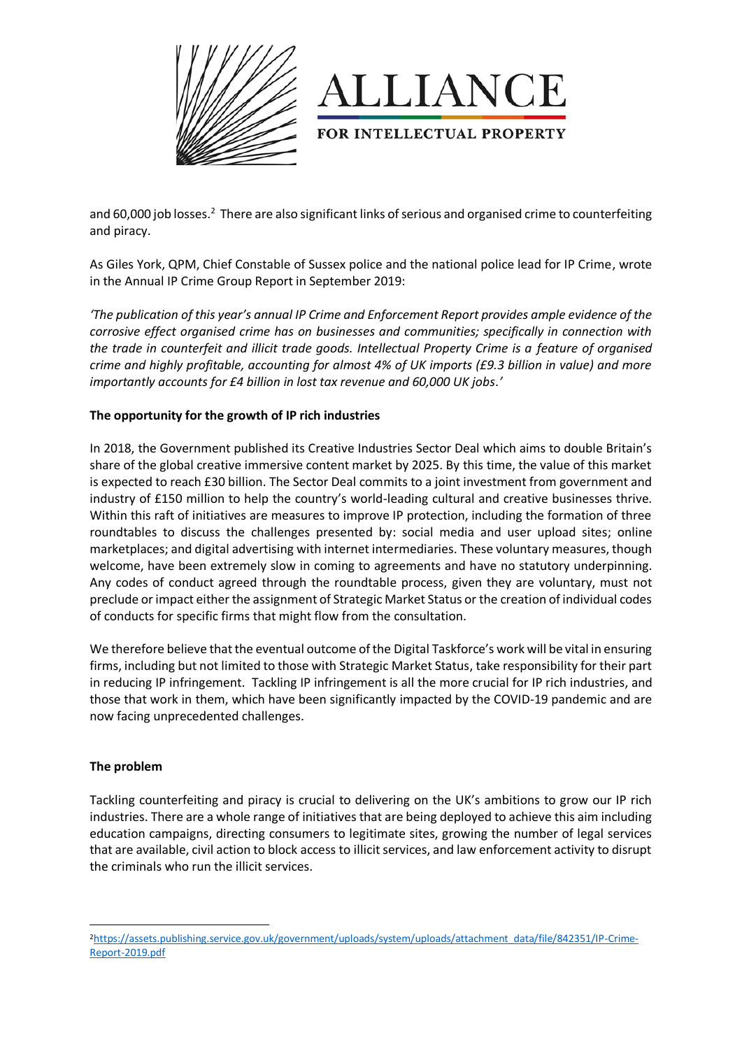and 60,000 job losses.[2] There are also significant links of serious and organised crime to counterfeiting and piracy.

As Giles York, QPM, Chief Constable of Sussex police and the national police lead for IP Crime, wrote in the Annual IP Crime Group Report in September 2019:

*'The publication of this year's annual IP Crime and Enforcement Report provides ample evidence of the corrosive effect organised crime has on businesses and communities; specifically in connection with the trade in counterfeit and illicit trade goods. Intellectual Property Crime is a feature of organised crime and highly profitable, accounting for almost 4% of UK imports (£9.3 billion in value) and more importantly accounts for £4 billion in lost tax revenue and 60,000 UK jobs.'*

**The opportunity for the growth of IP rich industries**

In 2018, the Government published its Creative Industries Sector Deal which aims to double Britain's share of the global creative immersive content market by 2025. By this time, the value of this market is expected to reach £30 billion. The Sector Deal commits to a joint investment from government and industry of £150 million to help the country's world-leading cultural and creative businesses thrive. Within this raft of initiatives are measures to improve IP protection, including the formation of three roundtables to discuss the challenges presented by: social media and user upload sites; online marketplaces; and digital advertising with internet intermediaries. These voluntary measures, though welcome, have been extremely slow in coming to agreements and have no statutory underpinning. Any codes of conduct agreed through the roundtable process, given they are voluntary, must not preclude or impact either the assignment of Strategic Market Status or the creation of individual codes of conducts for specific firms that might flow from the consultation.

We therefore believe that the eventual outcome of the Digital Taskforce's work will be vital in ensuring firms, including but not limited to those with Strategic Market Status, take responsibility for their part in reducing IP infringement. Tackling IP infringement is all the more crucial for IP rich industries, and those that work in them, which have been significantly impacted by the COVID-19 pandemic and are now facing unprecedented challenges.

**The problem**

Tackling counterfeiting and piracy is crucial to delivering on the UK's ambitions to grow our IP rich industries. There are a whole range of initiatives that are being deployed to achieve this aim including education campaigns, directing consumers to legitimate sites, growing the number of legal services that are available, civil action to block access to illicit services, and law enforcement activity to disrupt the criminals who run the illicit services.

[2] https://assets.publishing.service.gov.uk/government/uploads/system/uploads/attachment_data/file/842351/IP-Crime-Report-2019.pdf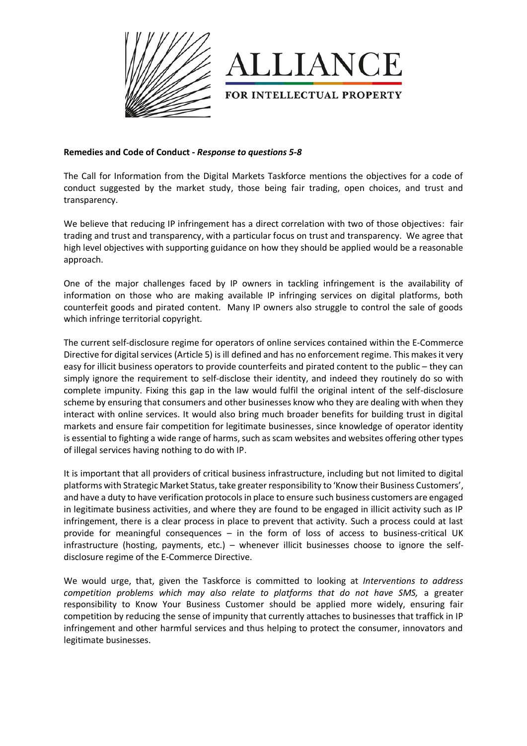**Remedies and Code of Conduct -** ***Response to questions 5-8***

The Call for Information from the Digital Markets Taskforce mentions the objectives for a code of conduct suggested by the market study, those being fair trading, open choices, and trust and transparency.

We believe that reducing IP infringement has a direct correlation with two of those objectives: fair trading and trust and transparency, with a particular focus on trust and transparency. We agree that high level objectives with supporting guidance on how they should be applied would be a reasonable approach.

One of the major challenges faced by IP owners in tackling infringement is the availability of information on those who are making available IP infringing services on digital platforms, both counterfeit goods and pirated content. Many IP owners also struggle to control the sale of goods which infringe territorial copyright.

The current self-disclosure regime for operators of online services contained within the E-Commerce Directive for digital services (Article 5) is ill defined and has no enforcement regime. This makes it very easy for illicit business operators to provide counterfeits and pirated content to the public – they can simply ignore the requirement to self-disclose their identity, and indeed they routinely do so with complete impunity. Fixing this gap in the law would fulfil the original intent of the self-disclosure scheme by ensuring that consumers and other businesses know who they are dealing with when they interact with online services. It would also bring much broader benefits for building trust in digital markets and ensure fair competition for legitimate businesses, since knowledge of operator identity is essential to fighting a wide range of harms, such as scam websites and websites offering other types of illegal services having nothing to do with IP.

It is important that all providers of critical business infrastructure, including but not limited to digital platforms with Strategic Market Status, take greater responsibility to 'Know their Business Customers', and have a duty to have verification protocols in place to ensure such business customers are engaged in legitimate business activities, and where they are found to be engaged in illicit activity such as IP infringement, there is a clear process in place to prevent that activity. Such a process could at last provide for meaningful consequences – in the form of loss of access to business-critical UK infrastructure (hosting, payments, etc.) – whenever illicit businesses choose to ignore the self-disclosure regime of the E-Commerce Directive.

We would urge, that, given the Taskforce is committed to looking at *Interventions to address competition problems which may also relate to platforms that do not have SMS,* a greater responsibility to Know Your Business Customer should be applied more widely, ensuring fair competition by reducing the sense of impunity that currently attaches to businesses that traffick in IP infringement and other harmful services and thus helping to protect the consumer, innovators and legitimate businesses.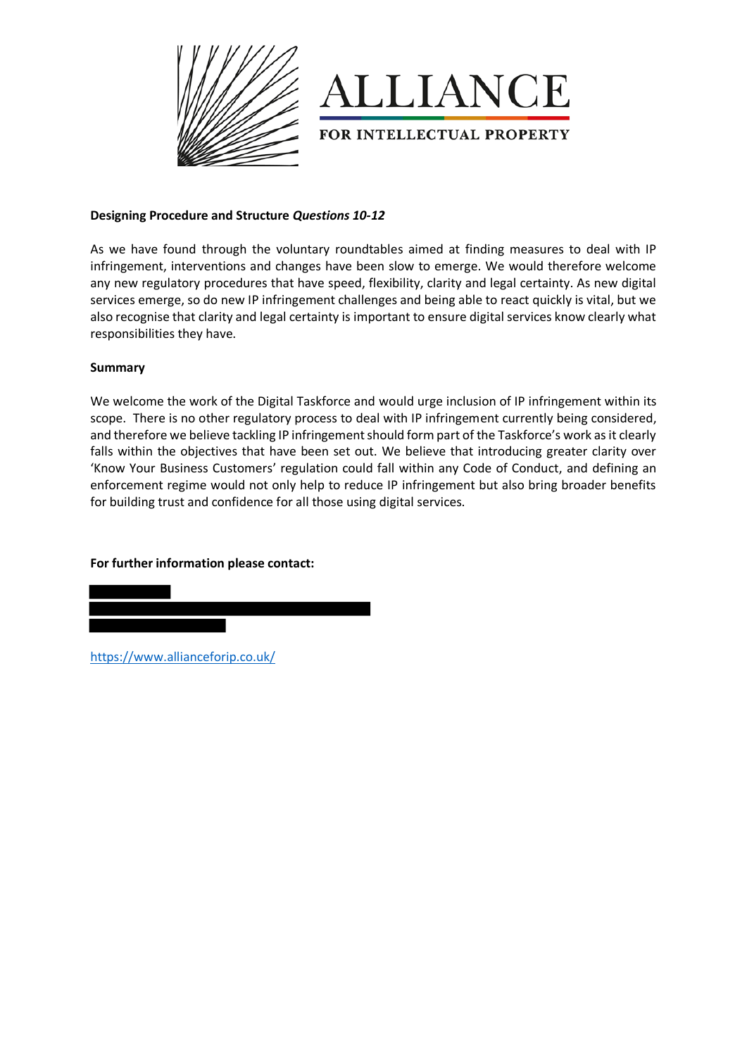**Designing Procedure and Structure *Questions 10-12***

As we have found through the voluntary roundtables aimed at finding measures to deal with IP infringement, interventions and changes have been slow to emerge. We would therefore welcome any new regulatory procedures that have speed, flexibility, clarity and legal certainty. As new digital services emerge, so do new IP infringement challenges and being able to react quickly is vital, but we also recognise that clarity and legal certainty is important to ensure digital services know clearly what responsibilities they have.

**Summary**

We welcome the work of the Digital Taskforce and would urge inclusion of IP infringement within its scope. There is no other regulatory process to deal with IP infringement currently being considered, and therefore we believe tackling IP infringement should form part of the Taskforce's work as it clearly falls within the objectives that have been set out. We believe that introducing greater clarity over 'Know Your Business Customers' regulation could fall within any Code of Conduct, and defining an enforcement regime would not only help to reduce IP infringement but also bring broader benefits for building trust and confidence for all those using digital services.

**For further information please contact:**

https://www.allianceforip.co.uk/